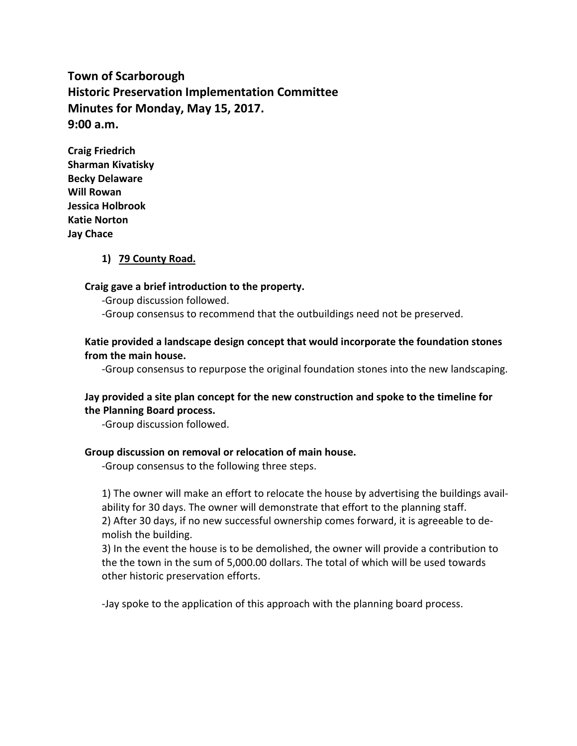# Town of Scarborough
# Historic Preservation Implementation Committee
# Minutes for Monday, May 15, 2017.
# 9:00 a.m.

**Craig Friedrich**
**Sharman Kivatisky**
**Becky Delaware**
**Will Rowan**
**Jessica Holbrook**
**Katie Norton**
**Jay Chace**

1) **79 County Road.**

**Craig gave a brief introduction to the property.**

-Group discussion followed.

-Group consensus to recommend that the outbuildings need not be preserved.

**Katie provided a landscape design concept that would incorporate the foundation stones from the main house.**

-Group consensus to repurpose the original foundation stones into the new landscaping.

**Jay provided a site plan concept for the new construction and spoke to the timeline for the Planning Board process.**

-Group discussion followed.

**Group discussion on removal or relocation of main house.**

-Group consensus to the following three steps.

1) The owner will make an effort to relocate the house by advertising the buildings availability for 30 days. The owner will demonstrate that effort to the planning staff.
2) After 30 days, if no new successful ownership comes forward, it is agreeable to demolish the building.
3) In the event the house is to be demolished, the owner will provide a contribution to the the town in the sum of 5,000.00 dollars. The total of which will be used towards other historic preservation efforts.

-Jay spoke to the application of this approach with the planning board process.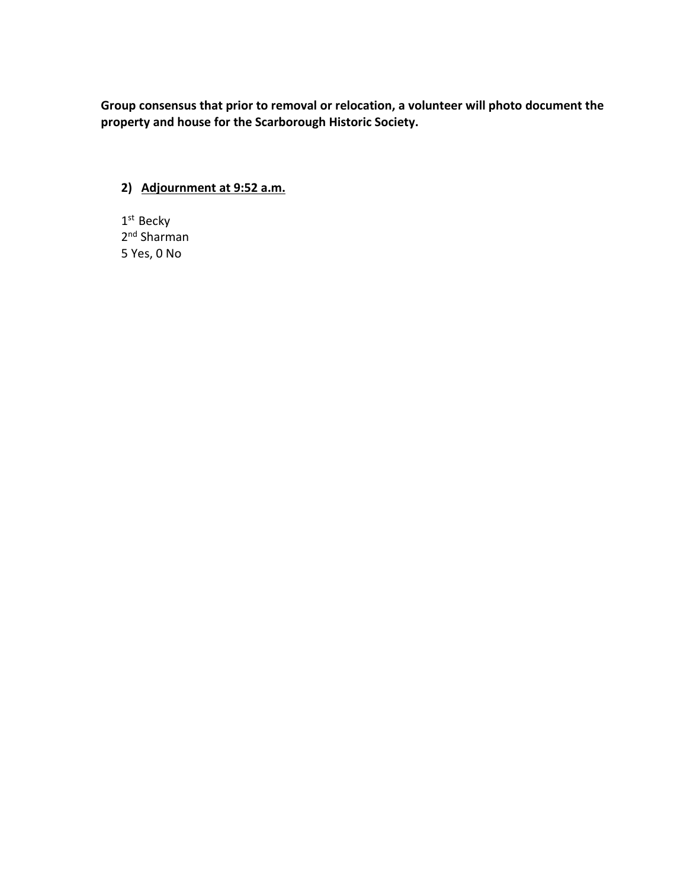**Group consensus that prior to removal or relocation, a volunteer will photo document the property and house for the Scarborough Historic Society.**

2) **Adjournment at 9:52 a.m.**

1st Becky
2nd Sharman
5 Yes, 0 No